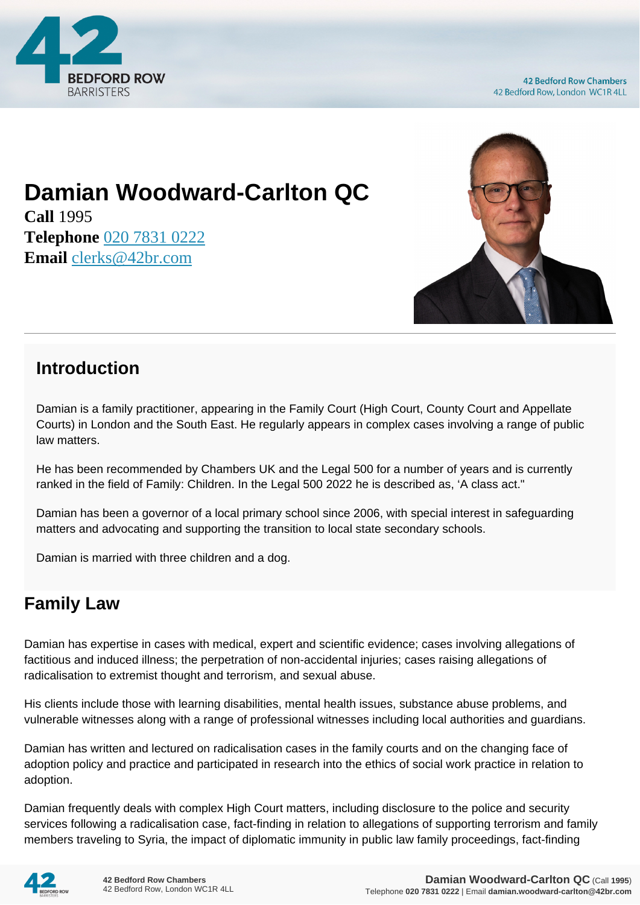# Damian Woodward-Carlton QC

**Call** 1995
**Telephone** 020 7831 0222
**Email** clerks@42br.com

## Introduction

Damian is a family practitioner, appearing in the Family Court (High Court, County Court and Appellate Courts) in London and the South East. He regularly appears in complex cases involving a range of public law matters.

He has been recommended by Chambers UK and the Legal 500 for a number of years and is currently ranked in the field of Family: Children. In the Legal 500 2022 he is described as, 'A class act."

Damian has been a governor of a local primary school since 2006, with special interest in safeguarding matters and advocating and supporting the transition to local state secondary schools.

Damian is married with three children and a dog.

## Family Law

Damian has expertise in cases with medical, expert and scientific evidence; cases involving allegations of factitious and induced illness; the perpetration of non-accidental injuries; cases raising allegations of radicalisation to extremist thought and terrorism, and sexual abuse.

His clients include those with learning disabilities, mental health issues, substance abuse problems, and vulnerable witnesses along with a range of professional witnesses including local authorities and guardians.

Damian has written and lectured on radicalisation cases in the family courts and on the changing face of adoption policy and practice and participated in research into the ethics of social work practice in relation to adoption.

Damian frequently deals with complex High Court matters, including disclosure to the police and security services following a radicalisation case, fact-finding in relation to allegations of supporting terrorism and family members traveling to Syria, the impact of diplomatic immunity in public law family proceedings, fact-finding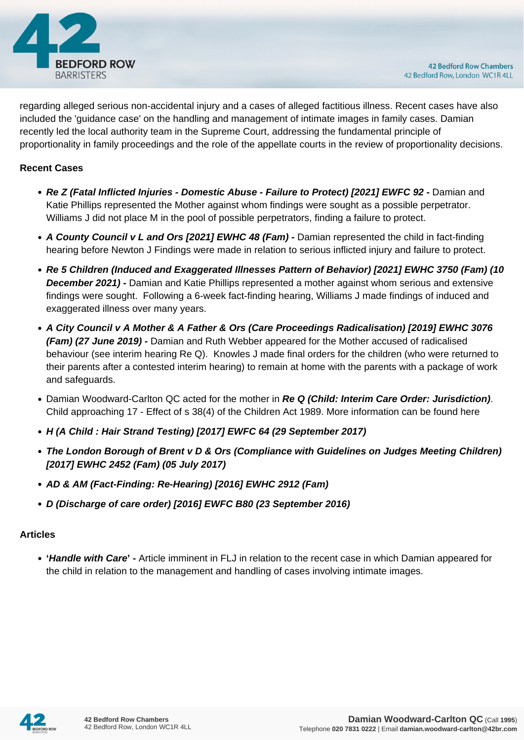regarding alleged serious non-accidental injury and a cases of alleged factitious illness. Recent cases have also included the 'guidance case' on the handling and management of intimate images in family cases. Damian recently led the local authority team in the Supreme Court, addressing the fundamental principle of proportionality in family proceedings and the role of the appellate courts in the review of proportionality decisions.

**Recent Cases**

- ***Re Z (Fatal Inflicted Injuries - Domestic Abuse - Failure to Protect) [2021] EWFC 92 -*** Damian and Katie Phillips represented the Mother against whom findings were sought as a possible perpetrator. Williams J did not place M in the pool of possible perpetrators, finding a failure to protect.
- ***A County Council v L and Ors [2021] EWHC 48 (Fam) -*** Damian represented the child in fact-finding hearing before Newton J Findings were made in relation to serious inflicted injury and failure to protect.
- ***Re 5 Children (Induced and Exaggerated Illnesses Pattern of Behavior) [2021] EWHC 3750 (Fam) (10 December 2021) -*** Damian and Katie Phillips represented a mother against whom serious and extensive findings were sought. Following a 6-week fact-finding hearing, Williams J made findings of induced and exaggerated illness over many years.
- ***A City Council v A Mother & A Father & Ors (Care Proceedings Radicalisation) [2019] EWHC 3076 (Fam) (27 June 2019) -*** Damian and Ruth Webber appeared for the Mother accused of radicalised behaviour (see interim hearing Re Q). Knowles J made final orders for the children (who were returned to their parents after a contested interim hearing) to remain at home with the parents with a package of work and safeguards.
- Damian Woodward-Carlton QC acted for the mother in ***Re Q (Child: Interim Care Order: Jurisdiction)***. Child approaching 17 - Effect of s 38(4) of the Children Act 1989. More information can be found here
- ***H (A Child : Hair Strand Testing) [2017] EWFC 64 (29 September 2017)***
- ***The London Borough of Brent v D & Ors (Compliance with Guidelines on Judges Meeting Children) [2017] EWHC 2452 (Fam) (05 July 2017)***
- ***AD & AM (Fact-Finding: Re-Hearing) [2016] EWHC 2912 (Fam)***
- ***D (Discharge of care order) [2016] EWFC B80 (23 September 2016)***

**Articles**

- **'*Handle with Care*' -** Article imminent in FLJ in relation to the recent case in which Damian appeared for the child in relation to the management and handling of cases involving intimate images.